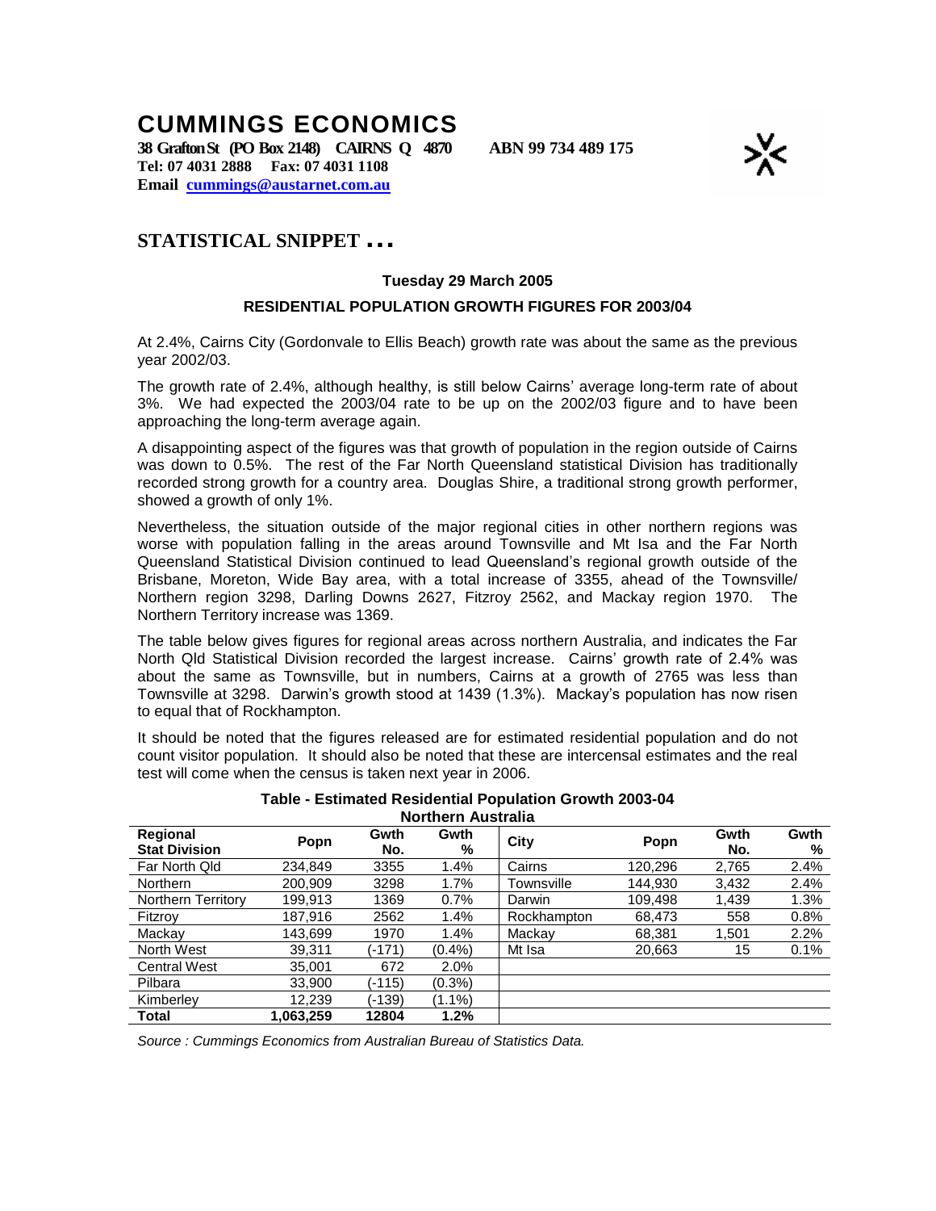# CUMMINGS ECONOMICS

**38 Grafton St (PO Box 2148) CAIRNS Q 4870 ABN 99 734 489 175**
**Tel: 07 4031 2888 Fax: 07 4031 1108**
**Email cummings@austarnet.com.au**

## STATISTICAL SNIPPET …

**Tuesday 29 March 2005**

**RESIDENTIAL POPULATION GROWTH FIGURES FOR 2003/04**

At 2.4%, Cairns City (Gordonvale to Ellis Beach) growth rate was about the same as the previous year 2002/03.

The growth rate of 2.4%, although healthy, is still below Cairns' average long-term rate of about 3%. We had expected the 2003/04 rate to be up on the 2002/03 figure and to have been approaching the long-term average again.

A disappointing aspect of the figures was that growth of population in the region outside of Cairns was down to 0.5%. The rest of the Far North Queensland statistical Division has traditionally recorded strong growth for a country area. Douglas Shire, a traditional strong growth performer, showed a growth of only 1%.

Nevertheless, the situation outside of the major regional cities in other northern regions was worse with population falling in the areas around Townsville and Mt Isa and the Far North Queensland Statistical Division continued to lead Queensland's regional growth outside of the Brisbane, Moreton, Wide Bay area, with a total increase of 3355, ahead of the Townsville/ Northern region 3298, Darling Downs 2627, Fitzroy 2562, and Mackay region 1970. The Northern Territory increase was 1369.

The table below gives figures for regional areas across northern Australia, and indicates the Far North Qld Statistical Division recorded the largest increase. Cairns' growth rate of 2.4% was about the same as Townsville, but in numbers, Cairns at a growth of 2765 was less than Townsville at 3298. Darwin's growth stood at 1439 (1.3%). Mackay's population has now risen to equal that of Rockhampton.

It should be noted that the figures released are for estimated residential population and do not count visitor population. It should also be noted that these are intercensal estimates and the real test will come when the census is taken next year in 2006.

**Table - Estimated Residential Population Growth 2003-04**
**Northern Australia**

| Regional Stat Division | Popn | Gwth No. | Gwth % | City | Popn | Gwth No. | Gwth % |
|---|---|---|---|---|---|---|---|
| Far North Qld | 234,849 | 3355 | 1.4% | Cairns | 120,296 | 2,765 | 2.4% |
| Northern | 200,909 | 3298 | 1.7% | Townsville | 144,930 | 3,432 | 2.4% |
| Northern Territory | 199,913 | 1369 | 0.7% | Darwin | 109,498 | 1,439 | 1.3% |
| Fitzroy | 187,916 | 2562 | 1.4% | Rockhampton | 68,473 | 558 | 0.8% |
| Mackay | 143,699 | 1970 | 1.4% | Mackay | 68,381 | 1,501 | 2.2% |
| North West | 39,311 | (-171) | (0.4%) | Mt Isa | 20,663 | 15 | 0.1% |
| Central West | 35,001 | 672 | 2.0% | | | | |
| Pilbara | 33,900 | (-115) | (0.3%) | | | | |
| Kimberley | 12,239 | (-139) | (1.1%) | | | | |
| **Total** | **1,063,259** | **12804** | **1.2%** | | | | |

*Source : Cummings Economics from Australian Bureau of Statistics Data.*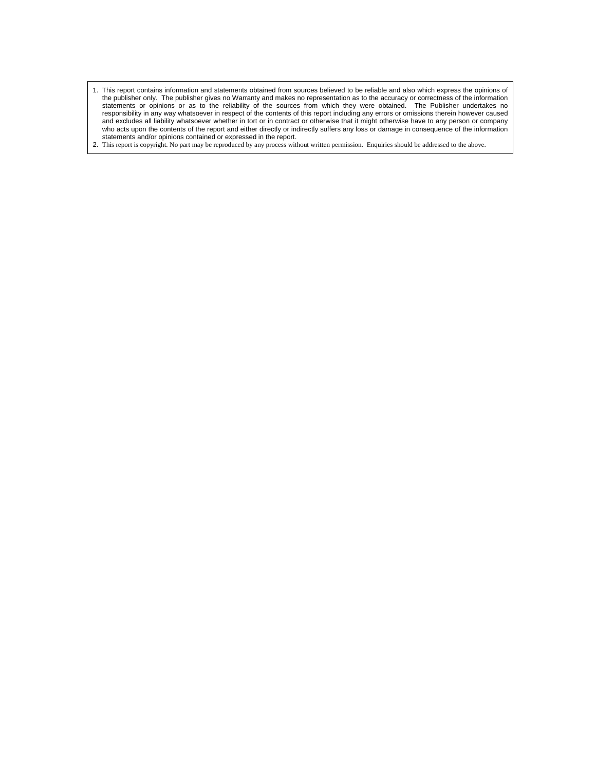1. This report contains information and statements obtained from sources believed to be reliable and also which express the opinions of the publisher only. The publisher gives no Warranty and makes no representation as to the accuracy or correctness of the information statements or opinions or as to the reliability of the sources from which they were obtained. The Publisher undertakes no responsibility in any way whatsoever in respect of the contents of this report including any errors or omissions therein however caused and excludes all liability whatsoever whether in tort or in contract or otherwise that it might otherwise have to any person or company who acts upon the contents of the report and either directly or indirectly suffers any loss or damage in consequence of the information statements and/or opinions contained or expressed in the report.
2. This report is copyright. No part may be reproduced by any process without written permission. Enquiries should be addressed to the above.